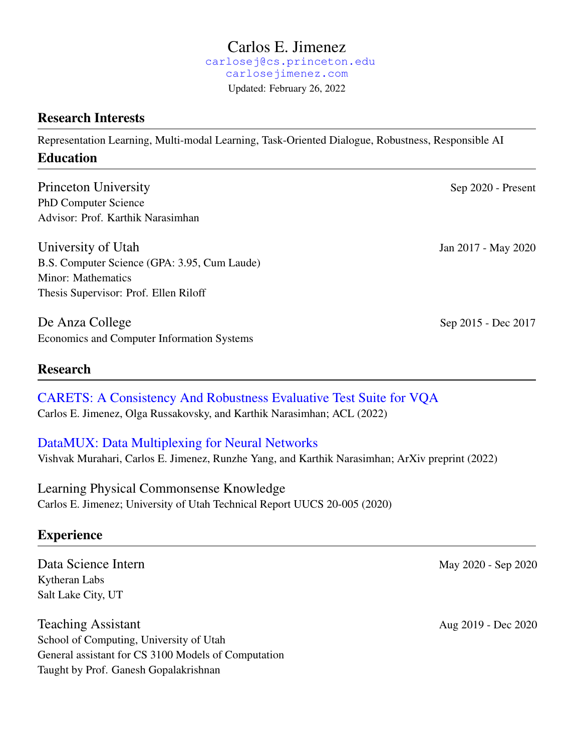# Carlos E. Jimenez

carlosej@cs.princeton.edu
carlosejimenez.com
Updated: February 26, 2022

## Research Interests

Representation Learning, Multi-modal Learning, Task-Oriented Dialogue, Robustness, Responsible AI

## Education

**Princeton University** — Sep 2020 - Present
PhD Computer Science
Advisor: Prof. Karthik Narasimhan

**University of Utah** — Jan 2017 - May 2020
B.S. Computer Science (GPA: 3.95, Cum Laude)
Minor: Mathematics
Thesis Supervisor: Prof. Ellen Riloff

**De Anza College** — Sep 2015 - Dec 2017
Economics and Computer Information Systems

## Research

**CARETS: A Consistency And Robustness Evaluative Test Suite for VQA**
Carlos E. Jimenez, Olga Russakovsky, and Karthik Narasimhan; ACL (2022)

**DataMUX: Data Multiplexing for Neural Networks**
Vishvak Murahari, Carlos E. Jimenez, Runzhe Yang, and Karthik Narasimhan; ArXiv preprint (2022)

**Learning Physical Commonsense Knowledge**
Carlos E. Jimenez; University of Utah Technical Report UUCS 20-005 (2020)

## Experience

**Data Science Intern** — May 2020 - Sep 2020
Kytheran Labs
Salt Lake City, UT

**Teaching Assistant** — Aug 2019 - Dec 2020
School of Computing, University of Utah
General assistant for CS 3100 Models of Computation
Taught by Prof. Ganesh Gopalakrishnan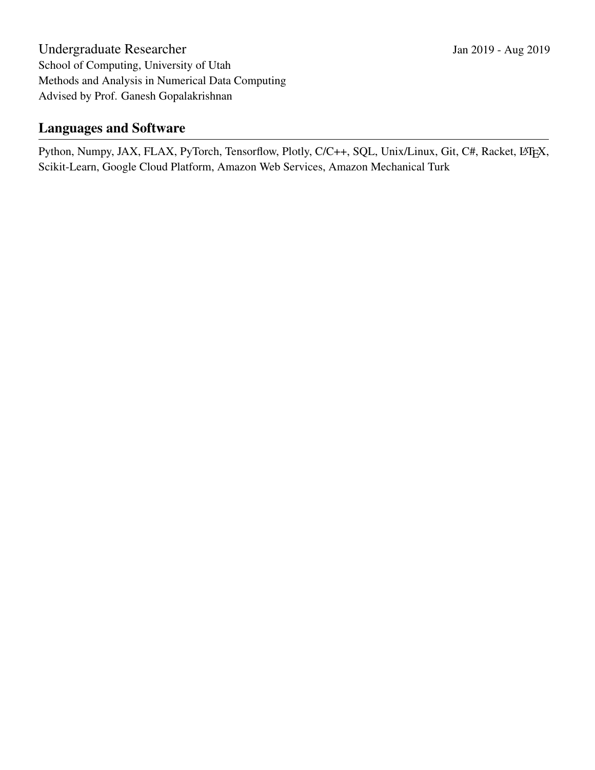Undergraduate Researcher — Jan 2019 - Aug 2019

School of Computing, University of Utah

Methods and Analysis in Numerical Data Computing

Advised by Prof. Ganesh Gopalakrishnan

## Languages and Software

Python, Numpy, JAX, FLAX, PyTorch, Tensorflow, Plotly, C/C++, SQL, Unix/Linux, Git, C#, Racket, LaTeX, Scikit-Learn, Google Cloud Platform, Amazon Web Services, Amazon Mechanical Turk